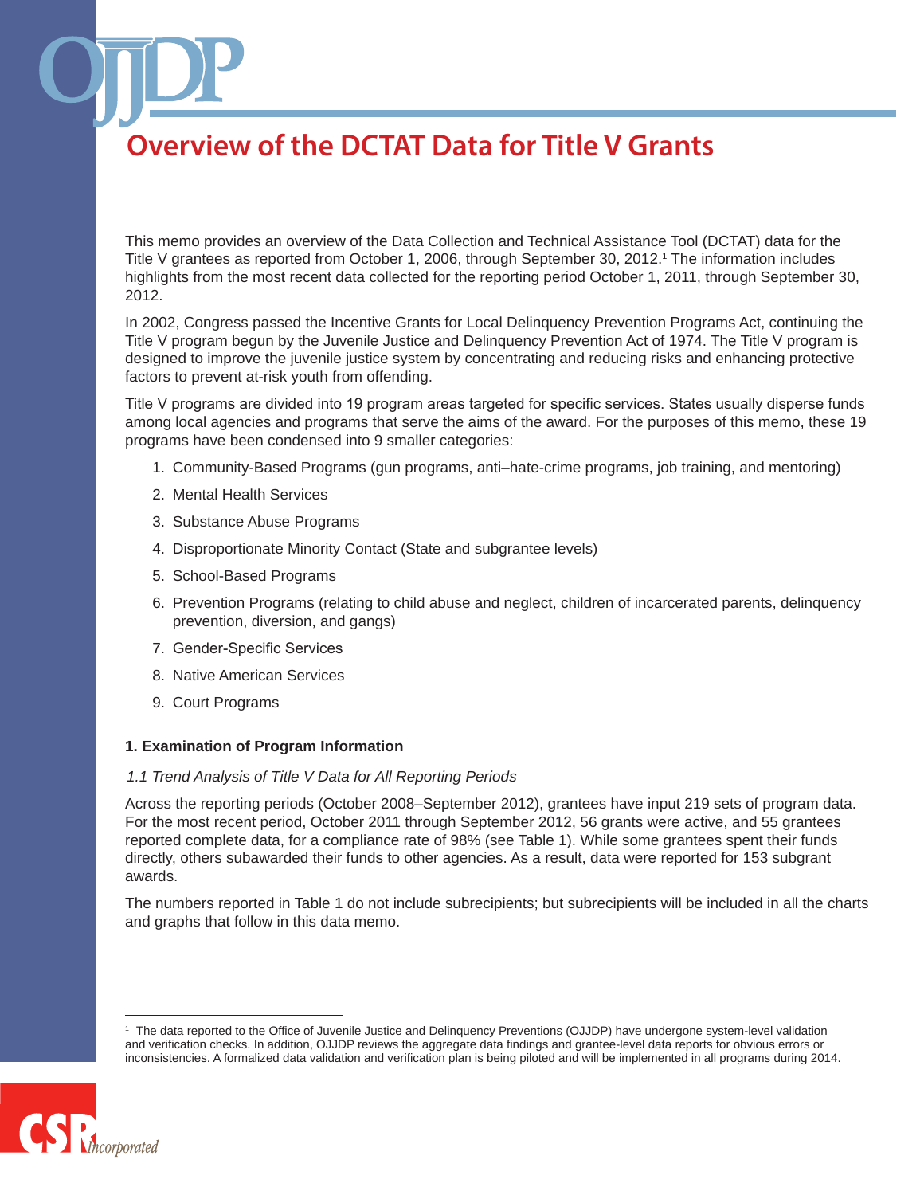# Overview of the DCTAT Data for Title V Grants

This memo provides an overview of the Data Collection and Technical Assistance Tool (DCTAT) data for the Title V grantees as reported from October 1, 2006, through September 30, 2012.[1] The information includes highlights from the most recent data collected for the reporting period October 1, 2011, through September 30, 2012.

In 2002, Congress passed the Incentive Grants for Local Delinquency Prevention Programs Act, continuing the Title V program begun by the Juvenile Justice and Delinquency Prevention Act of 1974. The Title V program is designed to improve the juvenile justice system by concentrating and reducing risks and enhancing protective factors to prevent at-risk youth from offending.

Title V programs are divided into 19 program areas targeted for specific services. States usually disperse funds among local agencies and programs that serve the aims of the award. For the purposes of this memo, these 19 programs have been condensed into 9 smaller categories:

1. Community-Based Programs (gun programs, anti–hate-crime programs, job training, and mentoring)
2. Mental Health Services
3. Substance Abuse Programs
4. Disproportionate Minority Contact (State and subgrantee levels)
5. School-Based Programs
6. Prevention Programs (relating to child abuse and neglect, children of incarcerated parents, delinquency prevention, diversion, and gangs)
7. Gender-Specific Services
8. Native American Services
9. Court Programs

## 1. Examination of Program Information

### *1.1 Trend Analysis of Title V Data for All Reporting Periods*

Across the reporting periods (October 2008–September 2012), grantees have input 219 sets of program data. For the most recent period, October 2011 through September 2012, 56 grants were active, and 55 grantees reported complete data, for a compliance rate of 98% (see Table 1). While some grantees spent their funds directly, others subawarded their funds to other agencies. As a result, data were reported for 153 subgrant awards.

The numbers reported in Table 1 do not include subrecipients; but subrecipients will be included in all the charts and graphs that follow in this data memo.

[1] The data reported to the Office of Juvenile Justice and Delinquency Preventions (OJJDP) have undergone system-level validation and verification checks. In addition, OJJDP reviews the aggregate data findings and grantee-level data reports for obvious errors or inconsistencies. A formalized data validation and verification plan is being piloted and will be implemented in all programs during 2014.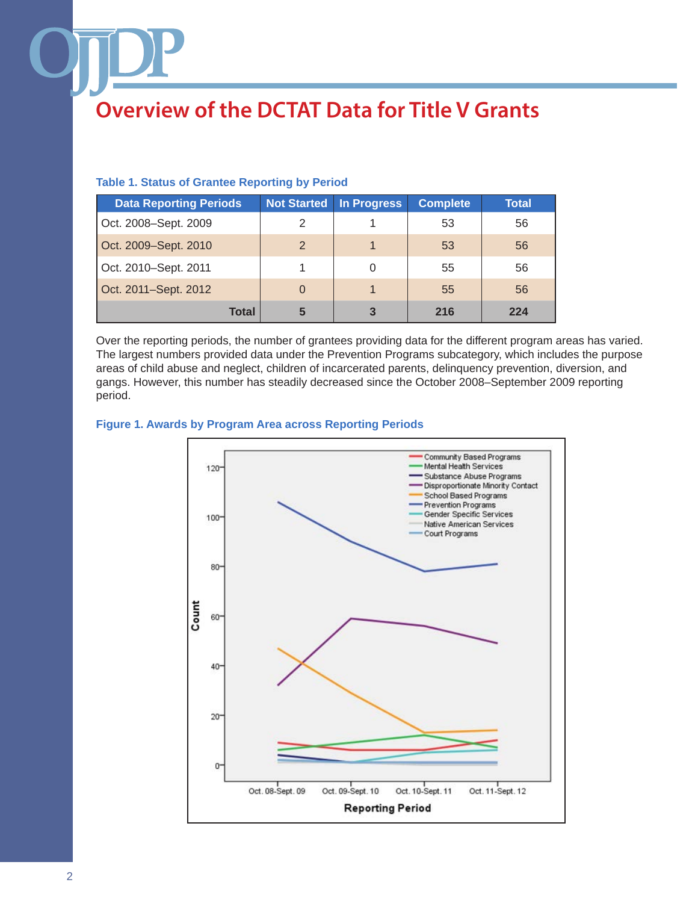# Overview of the DCTAT Data for Title V Grants

**Table 1. Status of Grantee Reporting by Period**

| Data Reporting Periods | Not Started | In Progress | Complete | Total |
|---|---|---|---|---|
| Oct. 2008–Sept. 2009 | 2 | 1 | 53 | 56 |
| Oct. 2009–Sept. 2010 | 2 | 1 | 53 | 56 |
| Oct. 2010–Sept. 2011 | 1 | 0 | 55 | 56 |
| Oct. 2011–Sept. 2012 | 0 | 1 | 55 | 56 |
| **Total** | **5** | **3** | **216** | **224** |

Over the reporting periods, the number of grantees providing data for the different program areas has varied. The largest numbers provided data under the Prevention Programs subcategory, which includes the purpose areas of child abuse and neglect, children of incarcerated parents, delinquency prevention, diversion, and gangs. However, this number has steadily decreased since the October 2008–September 2009 reporting period.

**Figure 1. Awards by Program Area across Reporting Periods**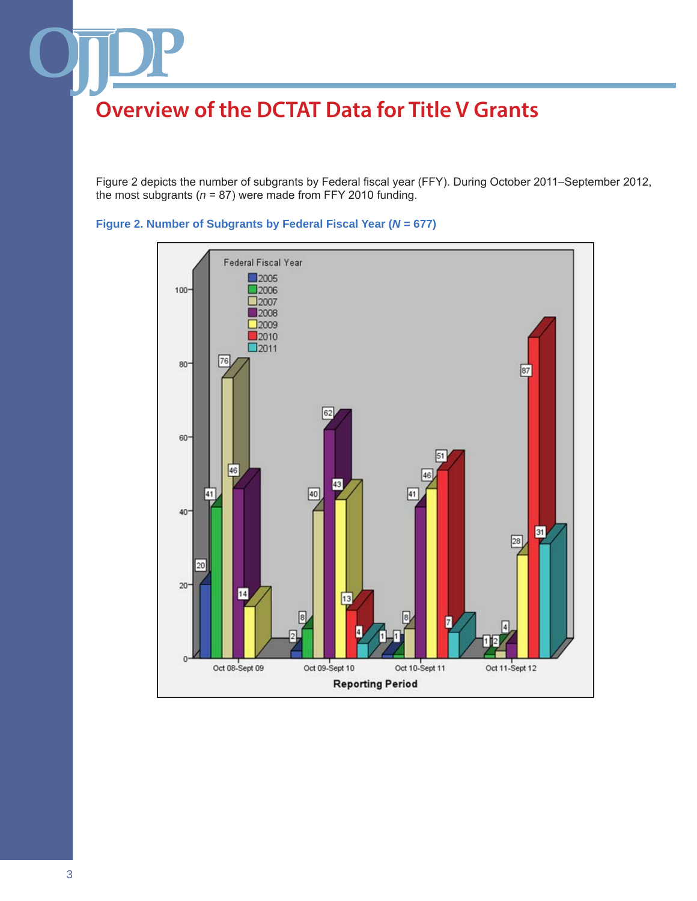# Overview of the DCTAT Data for Title V Grants

Figure 2 depicts the number of subgrants by Federal fiscal year (FFY). During October 2011–September 2012, the most subgrants (*n* = 87) were made from FFY 2010 funding.

**Figure 2. Number of Subgrants by Federal Fiscal Year (*N* = 677)**

| Reporting Period | 2005 | 2006 | 2007 | 2008 | 2009 | 2010 | 2011 |
|---|---|---|---|---|---|---|---|
| Oct 08-Sept 09 | 20 | 41 | 76 | 46 | 14 | | |
| Oct 09-Sept 10 | 2 | 8 | 40 | 62 | 43 | 13 | 4 |
| Oct 10-Sept 11 | 1 | 1 | 8 | 41 | 46 | 51 | 7 |
| Oct 11-Sept 12 | | 1 | 2 | 4 | 28 | 87 | 31 |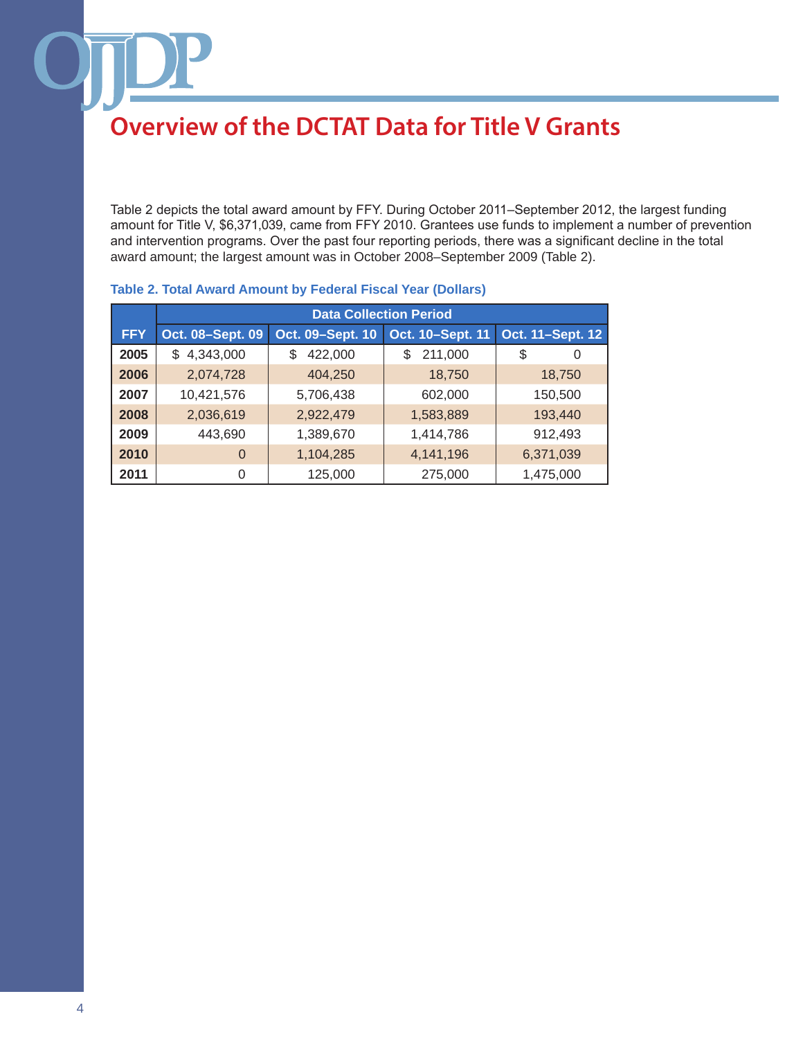# Overview of the DCTAT Data for Title V Grants

Table 2 depicts the total award amount by FFY. During October 2011–September 2012, the largest funding amount for Title V, $6,371,039, came from FFY 2010. Grantees use funds to implement a number of prevention and intervention programs. Over the past four reporting periods, there was a significant decline in the total award amount; the largest amount was in October 2008–September 2009 (Table 2).

**Table 2. Total Award Amount by Federal Fiscal Year (Dollars)**

| | Data Collection Period | | | |
|---|---|---|---|---|
| **FFY** | **Oct. 08–Sept. 09** | **Oct. 09–Sept. 10** | **Oct. 10–Sept. 11** | **Oct. 11–Sept. 12** |
| **2005** | $ 4,343,000 | $ 422,000 | $ 211,000 | $ 0 |
| **2006** | 2,074,728 | 404,250 | 18,750 | 18,750 |
| **2007** | 10,421,576 | 5,706,438 | 602,000 | 150,500 |
| **2008** | 2,036,619 | 2,922,479 | 1,583,889 | 193,440 |
| **2009** | 443,690 | 1,389,670 | 1,414,786 | 912,493 |
| **2010** | 0 | 1,104,285 | 4,141,196 | 6,371,039 |
| **2011** | 0 | 125,000 | 275,000 | 1,475,000 |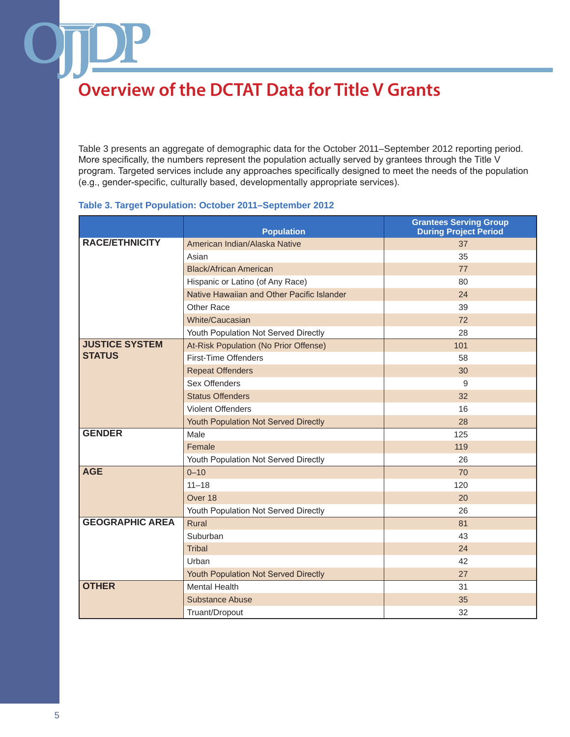# Overview of the DCTAT Data for Title V Grants

Table 3 presents an aggregate of demographic data for the October 2011–September 2012 reporting period. More specifically, the numbers represent the population actually served by grantees through the Title V program. Targeted services include any approaches specifically designed to meet the needs of the population (e.g., gender-specific, culturally based, developmentally appropriate services).

**Table 3. Target Population: October 2011–September 2012**

| | Population | Grantees Serving Group During Project Period |
|---|---|---|
| **RACE/ETHNICITY** | American Indian/Alaska Native | 37 |
| | Asian | 35 |
| | Black/African American | 77 |
| | Hispanic or Latino (of Any Race) | 80 |
| | Native Hawaiian and Other Pacific Islander | 24 |
| | Other Race | 39 |
| | White/Caucasian | 72 |
| | Youth Population Not Served Directly | 28 |
| **JUSTICE SYSTEM STATUS** | At-Risk Population (No Prior Offense) | 101 |
| | First-Time Offenders | 58 |
| | Repeat Offenders | 30 |
| | Sex Offenders | 9 |
| | Status Offenders | 32 |
| | Violent Offenders | 16 |
| | Youth Population Not Served Directly | 28 |
| **GENDER** | Male | 125 |
| | Female | 119 |
| | Youth Population Not Served Directly | 26 |
| **AGE** | 0–10 | 70 |
| | 11–18 | 120 |
| | Over 18 | 20 |
| | Youth Population Not Served Directly | 26 |
| **GEOGRAPHIC AREA** | Rural | 81 |
| | Suburban | 43 |
| | Tribal | 24 |
| | Urban | 42 |
| | Youth Population Not Served Directly | 27 |
| **OTHER** | Mental Health | 31 |
| | Substance Abuse | 35 |
| | Truant/Dropout | 32 |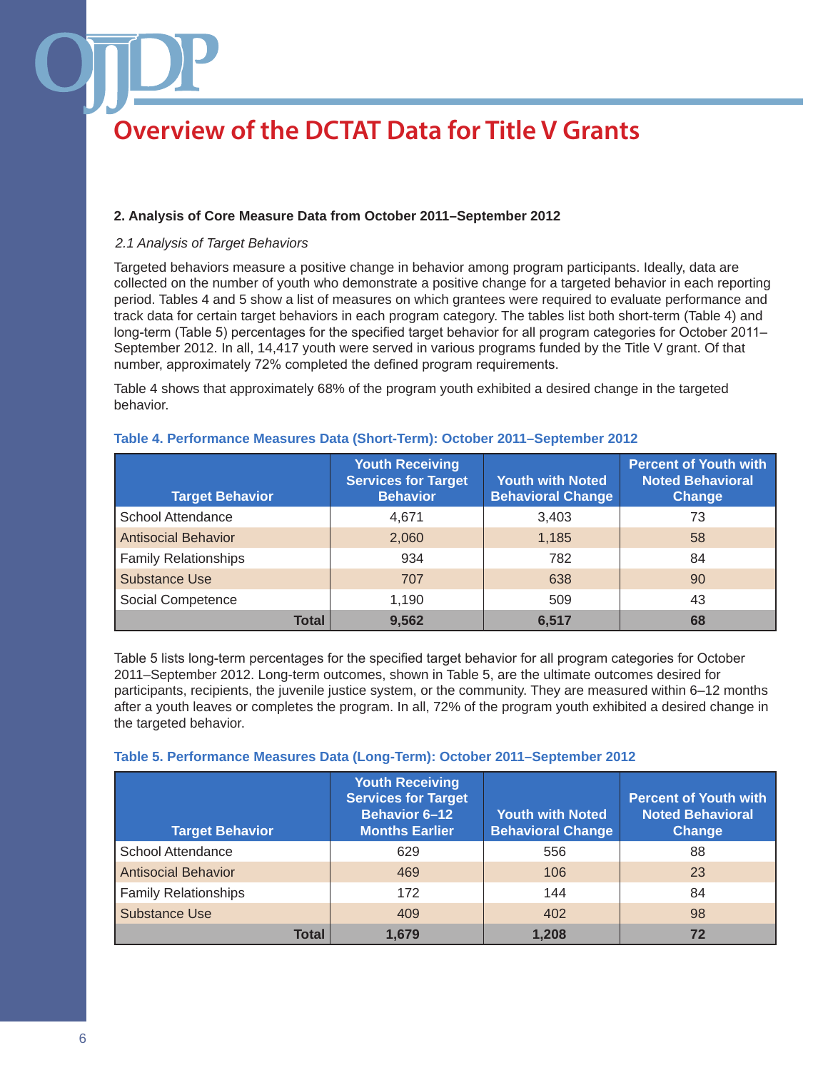# Overview of the DCTAT Data for Title V Grants

**2. Analysis of Core Measure Data from October 2011–September 2012**

*2.1 Analysis of Target Behaviors*

Targeted behaviors measure a positive change in behavior among program participants. Ideally, data are collected on the number of youth who demonstrate a positive change for a targeted behavior in each reporting period. Tables 4 and 5 show a list of measures on which grantees were required to evaluate performance and track data for certain target behaviors in each program category. The tables list both short-term (Table 4) and long-term (Table 5) percentages for the specified target behavior for all program categories for October 2011–September 2012. In all, 14,417 youth were served in various programs funded by the Title V grant. Of that number, approximately 72% completed the defined program requirements.

Table 4 shows that approximately 68% of the program youth exhibited a desired change in the targeted behavior.

**Table 4. Performance Measures Data (Short-Term): October 2011–September 2012**

| Target Behavior | Youth Receiving Services for Target Behavior | Youth with Noted Behavioral Change | Percent of Youth with Noted Behavioral Change |
|---|---|---|---|
| School Attendance | 4,671 | 3,403 | 73 |
| Antisocial Behavior | 2,060 | 1,185 | 58 |
| Family Relationships | 934 | 782 | 84 |
| Substance Use | 707 | 638 | 90 |
| Social Competence | 1,190 | 509 | 43 |
| **Total** | **9,562** | **6,517** | **68** |

Table 5 lists long-term percentages for the specified target behavior for all program categories for October 2011–September 2012. Long-term outcomes, shown in Table 5, are the ultimate outcomes desired for participants, recipients, the juvenile justice system, or the community. They are measured within 6–12 months after a youth leaves or completes the program. In all, 72% of the program youth exhibited a desired change in the targeted behavior.

**Table 5. Performance Measures Data (Long-Term): October 2011–September 2012**

| Target Behavior | Youth Receiving Services for Target Behavior 6–12 Months Earlier | Youth with Noted Behavioral Change | Percent of Youth with Noted Behavioral Change |
|---|---|---|---|
| School Attendance | 629 | 556 | 88 |
| Antisocial Behavior | 469 | 106 | 23 |
| Family Relationships | 172 | 144 | 84 |
| Substance Use | 409 | 402 | 98 |
| **Total** | **1,679** | **1,208** | **72** |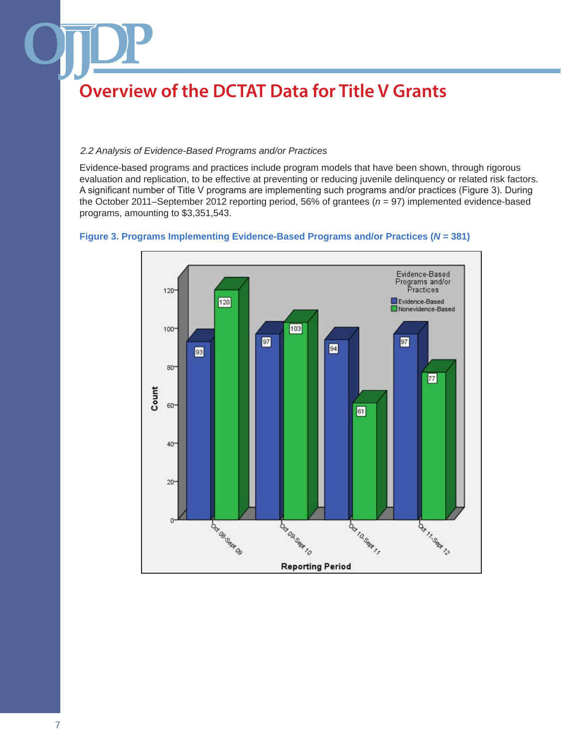# Overview of the DCTAT Data for Title V Grants

*2.2 Analysis of Evidence-Based Programs and/or Practices*

Evidence-based programs and practices include program models that have been shown, through rigorous evaluation and replication, to be effective at preventing or reducing juvenile delinquency or related risk factors. A significant number of Title V programs are implementing such programs and/or practices (Figure 3). During the October 2011–September 2012 reporting period, 56% of grantees (*n* = 97) implemented evidence-based programs, amounting to $3,351,543.

**Figure 3. Programs Implementing Evidence-Based Programs and/or Practices (*N* = 381)**

| Reporting Period | Evidence-Based | Nonevidence-Based |
|---|---|---|
| Oct 08-Sept 09 | 93 | 120 |
| Oct 09-Sept 10 | 97 | 103 |
| Oct 10-Sept 11 | 94 | 61 |
| Oct 11-Sept 12 | 97 | 77 |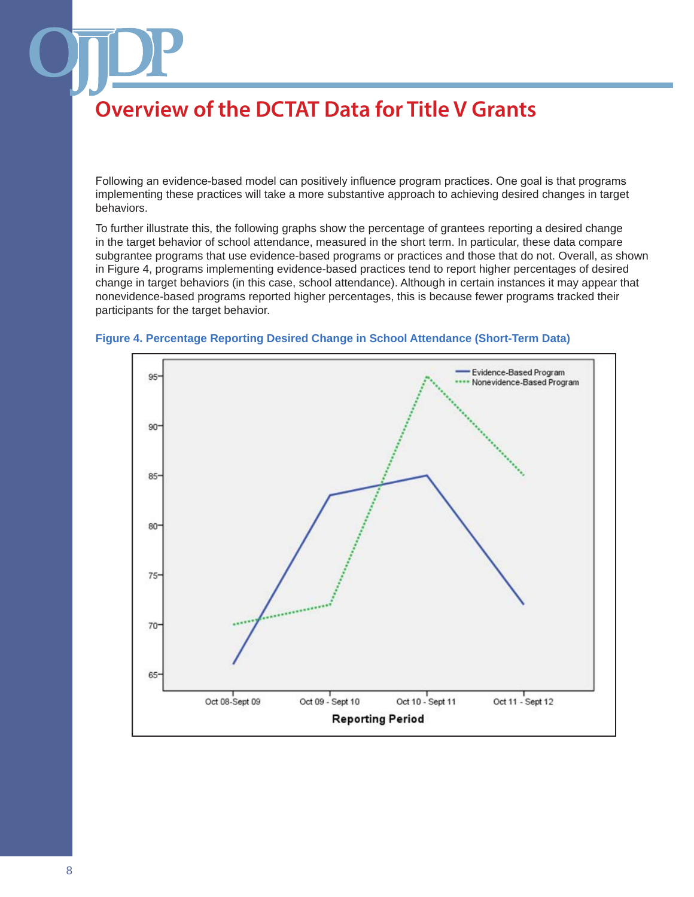## Overview of the DCTAT Data for Title V Grants

Following an evidence-based model can positively influence program practices. One goal is that programs implementing these practices will take a more substantive approach to achieving desired changes in target behaviors.

To further illustrate this, the following graphs show the percentage of grantees reporting a desired change in the target behavior of school attendance, measured in the short term. In particular, these data compare subgrantee programs that use evidence-based programs or practices and those that do not. Overall, as shown in Figure 4, programs implementing evidence-based practices tend to report higher percentages of desired change in target behaviors (in this case, school attendance). Although in certain instances it may appear that nonevidence-based programs reported higher percentages, this is because fewer programs tracked their participants for the target behavior.

**Figure 4. Percentage Reporting Desired Change in School Attendance (Short-Term Data)**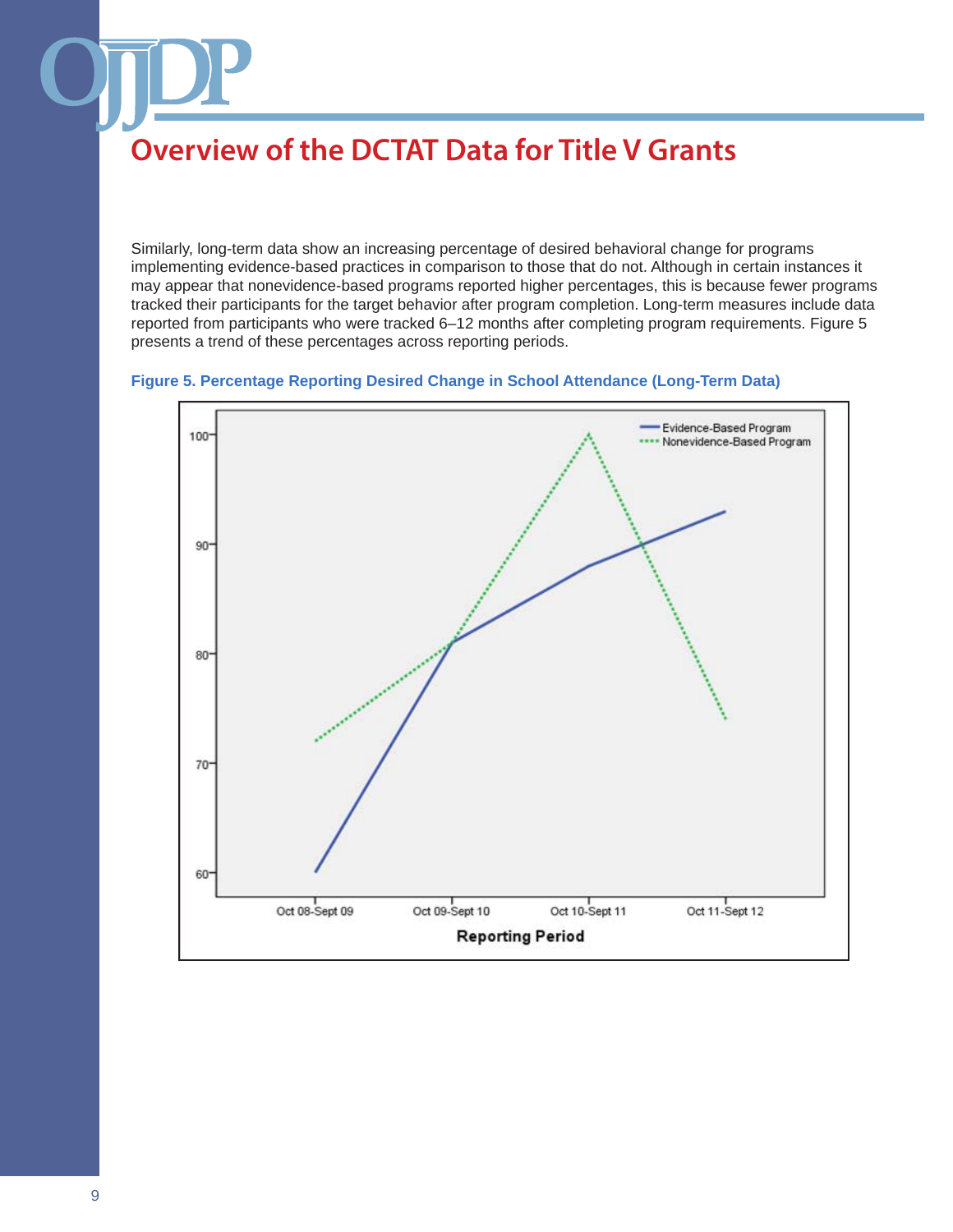# Overview of the DCTAT Data for Title V Grants

Similarly, long-term data show an increasing percentage of desired behavioral change for programs implementing evidence-based practices in comparison to those that do not. Although in certain instances it may appear that nonevidence-based programs reported higher percentages, this is because fewer programs tracked their participants for the target behavior after program completion. Long-term measures include data reported from participants who were tracked 6–12 months after completing program requirements. Figure 5 presents a trend of these percentages across reporting periods.

**Figure 5. Percentage Reporting Desired Change in School Attendance (Long-Term Data)**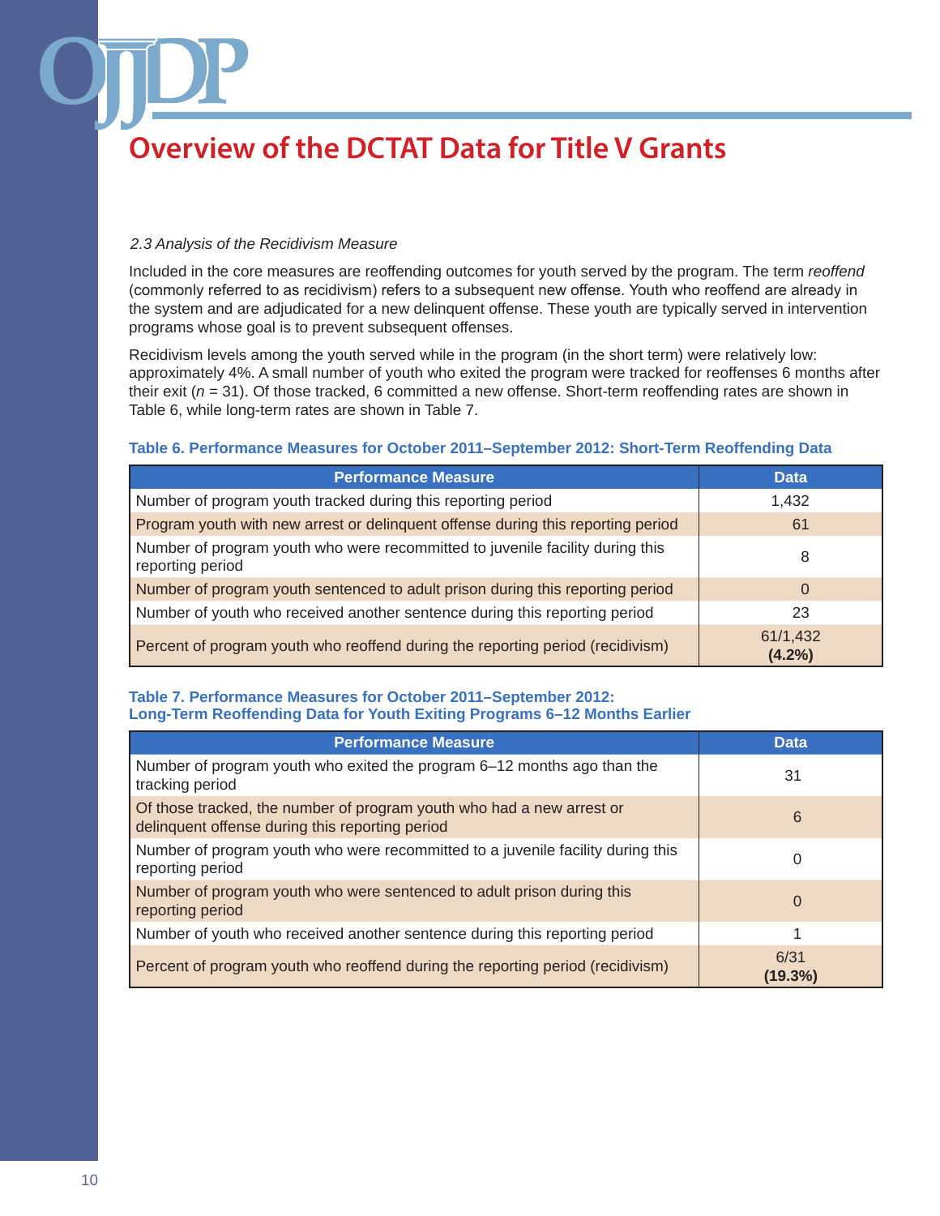# Overview of the DCTAT Data for Title V Grants

*2.3 Analysis of the Recidivism Measure*

Included in the core measures are reoffending outcomes for youth served by the program. The term *reoffend* (commonly referred to as recidivism) refers to a subsequent new offense. Youth who reoffend are already in the system and are adjudicated for a new delinquent offense. These youth are typically served in intervention programs whose goal is to prevent subsequent offenses.

Recidivism levels among the youth served while in the program (in the short term) were relatively low: approximately 4%. A small number of youth who exited the program were tracked for reoffenses 6 months after their exit ($n$ = 31). Of those tracked, 6 committed a new offense. Short-term reoffending rates are shown in Table 6, while long-term rates are shown in Table 7.

**Table 6. Performance Measures for October 2011–September 2012: Short-Term Reoffending Data**

| Performance Measure | Data |
|---|---|
| Number of program youth tracked during this reporting period | 1,432 |
| Program youth with new arrest or delinquent offense during this reporting period | 61 |
| Number of program youth who were recommitted to juvenile facility during this reporting period | 8 |
| Number of program youth sentenced to adult prison during this reporting period | 0 |
| Number of youth who received another sentence during this reporting period | 23 |
| Percent of program youth who reoffend during the reporting period (recidivism) | 61/1,432 **(4.2%)** |

**Table 7. Performance Measures for October 2011–September 2012: Long-Term Reoffending Data for Youth Exiting Programs 6–12 Months Earlier**

| Performance Measure | Data |
|---|---|
| Number of program youth who exited the program 6–12 months ago than the tracking period | 31 |
| Of those tracked, the number of program youth who had a new arrest or delinquent offense during this reporting period | 6 |
| Number of program youth who were recommitted to a juvenile facility during this reporting period | 0 |
| Number of program youth who were sentenced to adult prison during this reporting period | 0 |
| Number of youth who received another sentence during this reporting period | 1 |
| Percent of program youth who reoffend during the reporting period (recidivism) | 6/31 **(19.3%)** |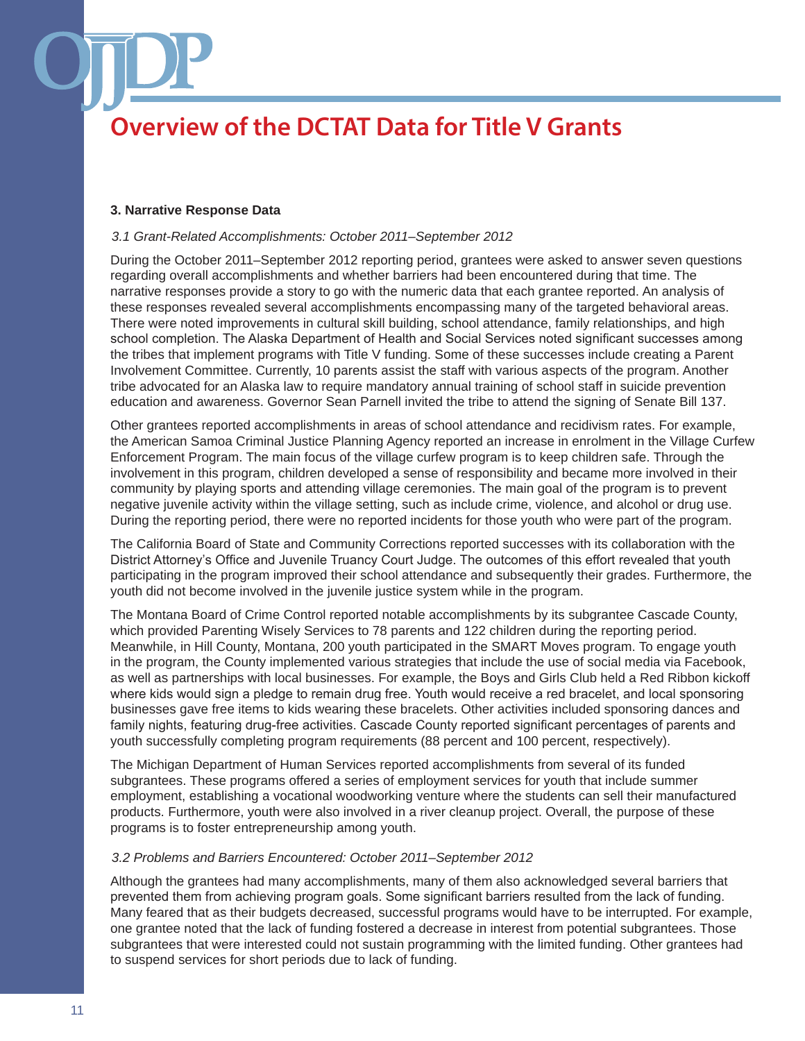# Overview of the DCTAT Data for Title V Grants

### 3. Narrative Response Data

*3.1 Grant-Related Accomplishments: October 2011–September 2012*

During the October 2011–September 2012 reporting period, grantees were asked to answer seven questions regarding overall accomplishments and whether barriers had been encountered during that time. The narrative responses provide a story to go with the numeric data that each grantee reported. An analysis of these responses revealed several accomplishments encompassing many of the targeted behavioral areas. There were noted improvements in cultural skill building, school attendance, family relationships, and high school completion. The Alaska Department of Health and Social Services noted significant successes among the tribes that implement programs with Title V funding. Some of these successes include creating a Parent Involvement Committee. Currently, 10 parents assist the staff with various aspects of the program. Another tribe advocated for an Alaska law to require mandatory annual training of school staff in suicide prevention education and awareness. Governor Sean Parnell invited the tribe to attend the signing of Senate Bill 137.

Other grantees reported accomplishments in areas of school attendance and recidivism rates. For example, the American Samoa Criminal Justice Planning Agency reported an increase in enrolment in the Village Curfew Enforcement Program. The main focus of the village curfew program is to keep children safe. Through the involvement in this program, children developed a sense of responsibility and became more involved in their community by playing sports and attending village ceremonies. The main goal of the program is to prevent negative juvenile activity within the village setting, such as include crime, violence, and alcohol or drug use. During the reporting period, there were no reported incidents for those youth who were part of the program.

The California Board of State and Community Corrections reported successes with its collaboration with the District Attorney's Office and Juvenile Truancy Court Judge. The outcomes of this effort revealed that youth participating in the program improved their school attendance and subsequently their grades. Furthermore, the youth did not become involved in the juvenile justice system while in the program.

The Montana Board of Crime Control reported notable accomplishments by its subgrantee Cascade County, which provided Parenting Wisely Services to 78 parents and 122 children during the reporting period. Meanwhile, in Hill County, Montana, 200 youth participated in the SMART Moves program. To engage youth in the program, the County implemented various strategies that include the use of social media via Facebook, as well as partnerships with local businesses. For example, the Boys and Girls Club held a Red Ribbon kickoff where kids would sign a pledge to remain drug free. Youth would receive a red bracelet, and local sponsoring businesses gave free items to kids wearing these bracelets. Other activities included sponsoring dances and family nights, featuring drug-free activities. Cascade County reported significant percentages of parents and youth successfully completing program requirements (88 percent and 100 percent, respectively).

The Michigan Department of Human Services reported accomplishments from several of its funded subgrantees. These programs offered a series of employment services for youth that include summer employment, establishing a vocational woodworking venture where the students can sell their manufactured products. Furthermore, youth were also involved in a river cleanup project. Overall, the purpose of these programs is to foster entrepreneurship among youth.

*3.2 Problems and Barriers Encountered: October 2011–September 2012*

Although the grantees had many accomplishments, many of them also acknowledged several barriers that prevented them from achieving program goals. Some significant barriers resulted from the lack of funding. Many feared that as their budgets decreased, successful programs would have to be interrupted. For example, one grantee noted that the lack of funding fostered a decrease in interest from potential subgrantees. Those subgrantees that were interested could not sustain programming with the limited funding. Other grantees had to suspend services for short periods due to lack of funding.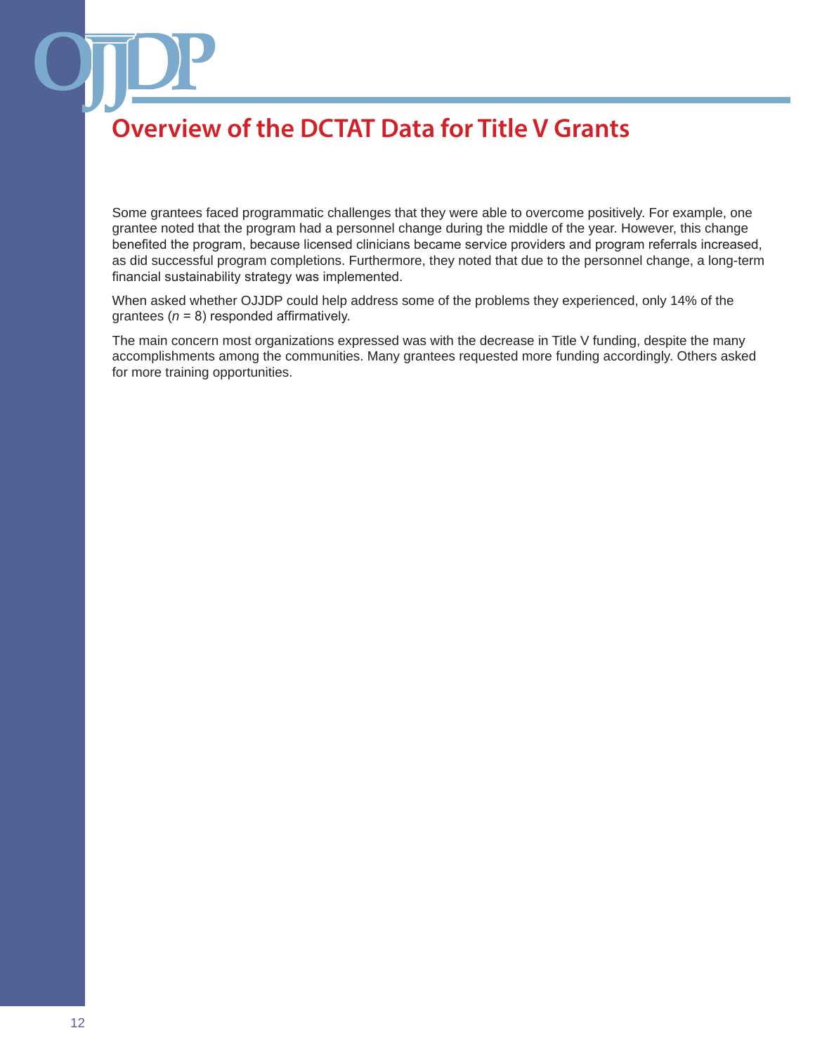# Overview of the DCTAT Data for Title V Grants

Some grantees faced programmatic challenges that they were able to overcome positively. For example, one grantee noted that the program had a personnel change during the middle of the year. However, this change benefited the program, because licensed clinicians became service providers and program referrals increased, as did successful program completions. Furthermore, they noted that due to the personnel change, a long-term financial sustainability strategy was implemented.

When asked whether OJJDP could help address some of the problems they experienced, only 14% of the grantees ($n$ = 8) responded affirmatively.

The main concern most organizations expressed was with the decrease in Title V funding, despite the many accomplishments among the communities. Many grantees requested more funding accordingly. Others asked for more training opportunities.